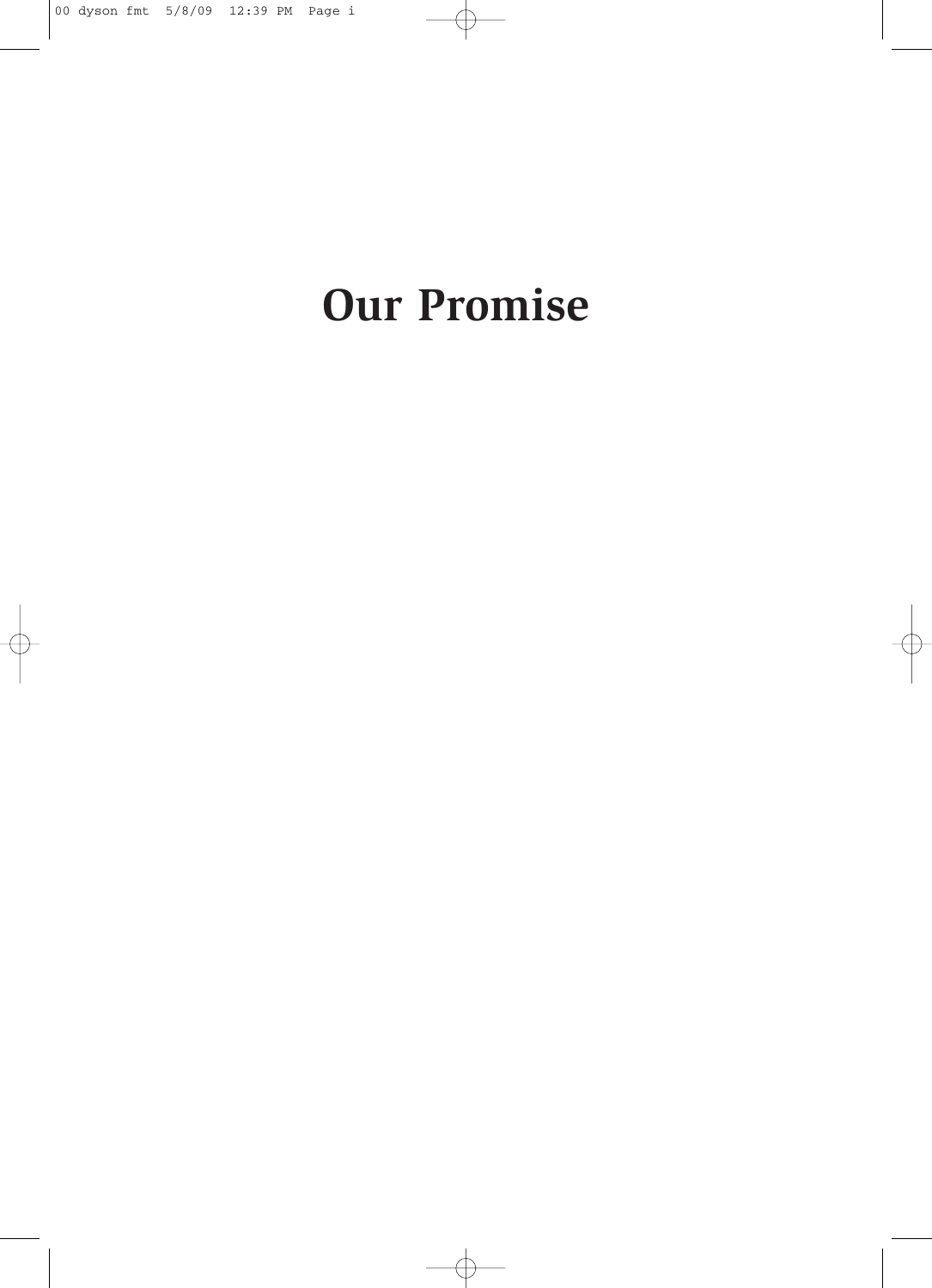# Our Promise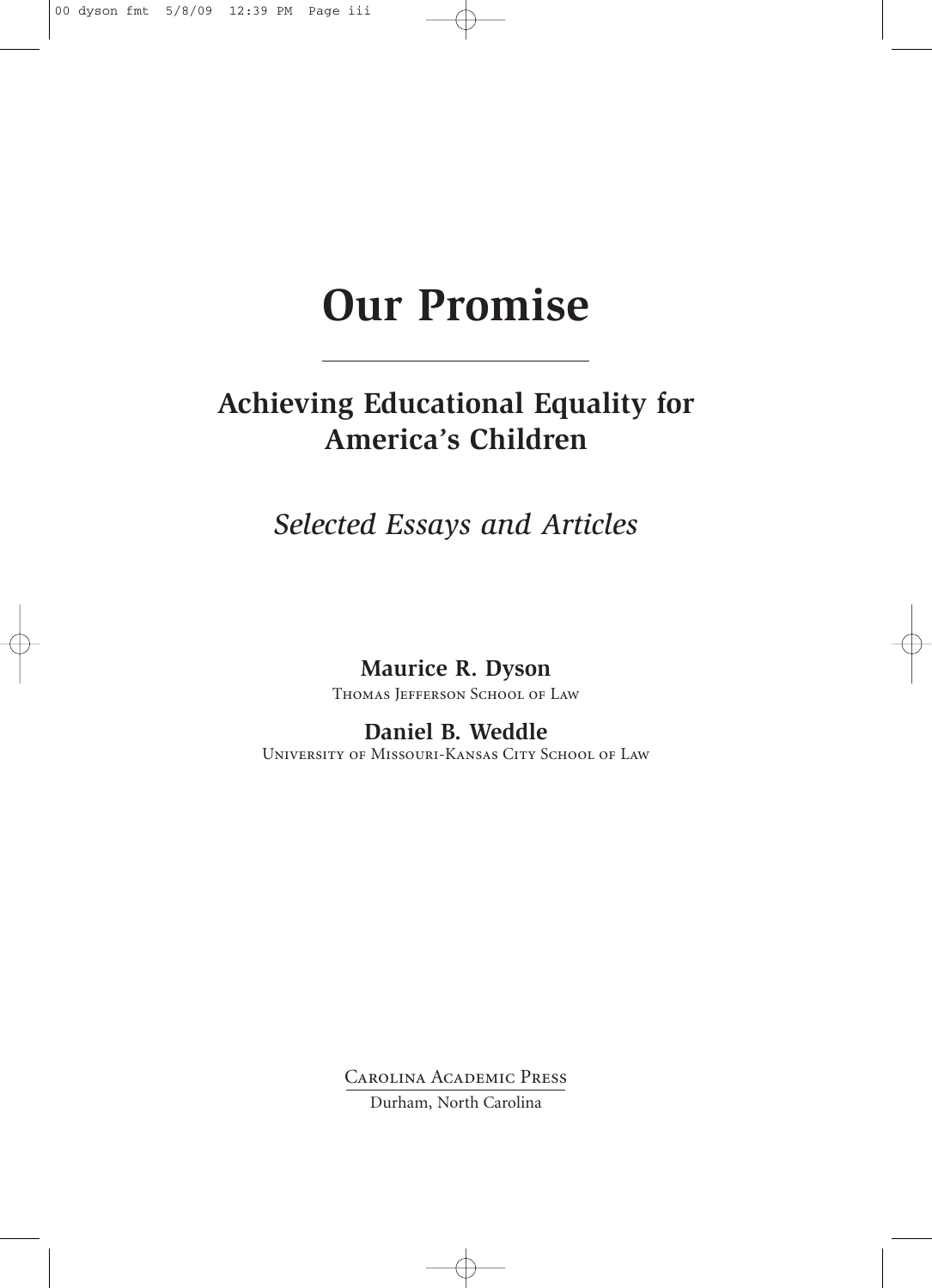# Our Promise

## Achieving Educational Equality for America's Children

*Selected Essays and Articles*

**Maurice R. Dyson**

Thomas Jefferson School of Law

**Daniel B. Weddle**

University of Missouri-Kansas City School of Law

Carolina Academic Press

Durham, North Carolina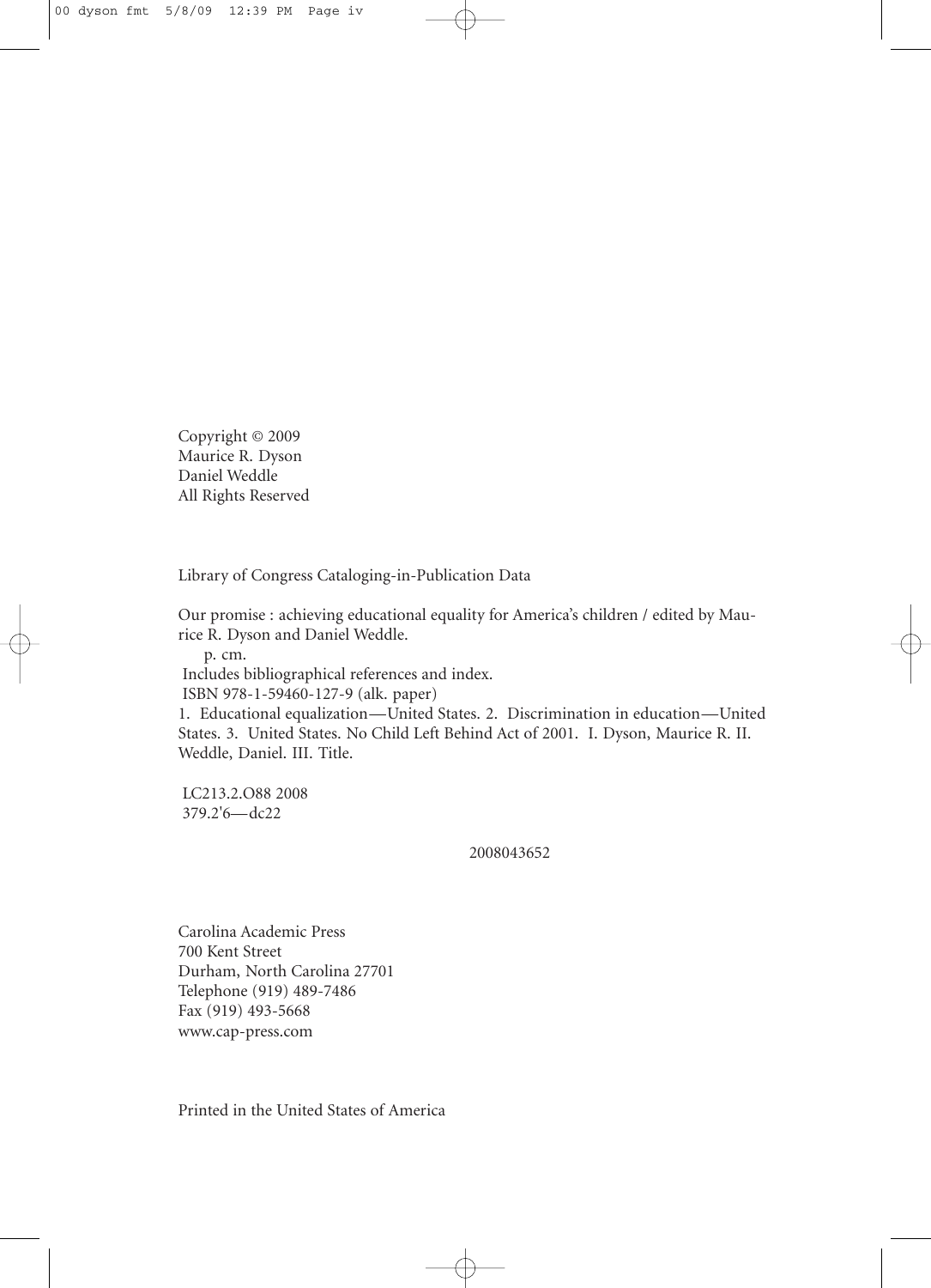Copyright © 2009
Maurice R. Dyson
Daniel Weddle
All Rights Reserved

Library of Congress Cataloging-in-Publication Data

Our promise : achieving educational equality for America's children / edited by Maurice R. Dyson and Daniel Weddle.
p. cm.
Includes bibliographical references and index.
ISBN 978-1-59460-127-9 (alk. paper)
1. Educational equalization—United States. 2. Discrimination in education—United States. 3. United States. No Child Left Behind Act of 2001. I. Dyson, Maurice R. II. Weddle, Daniel. III. Title.

LC213.2.O88 2008
379.2'6—dc22

2008043652

Carolina Academic Press
700 Kent Street
Durham, North Carolina 27701
Telephone (919) 489-7486
Fax (919) 493-5668
www.cap-press.com

Printed in the United States of America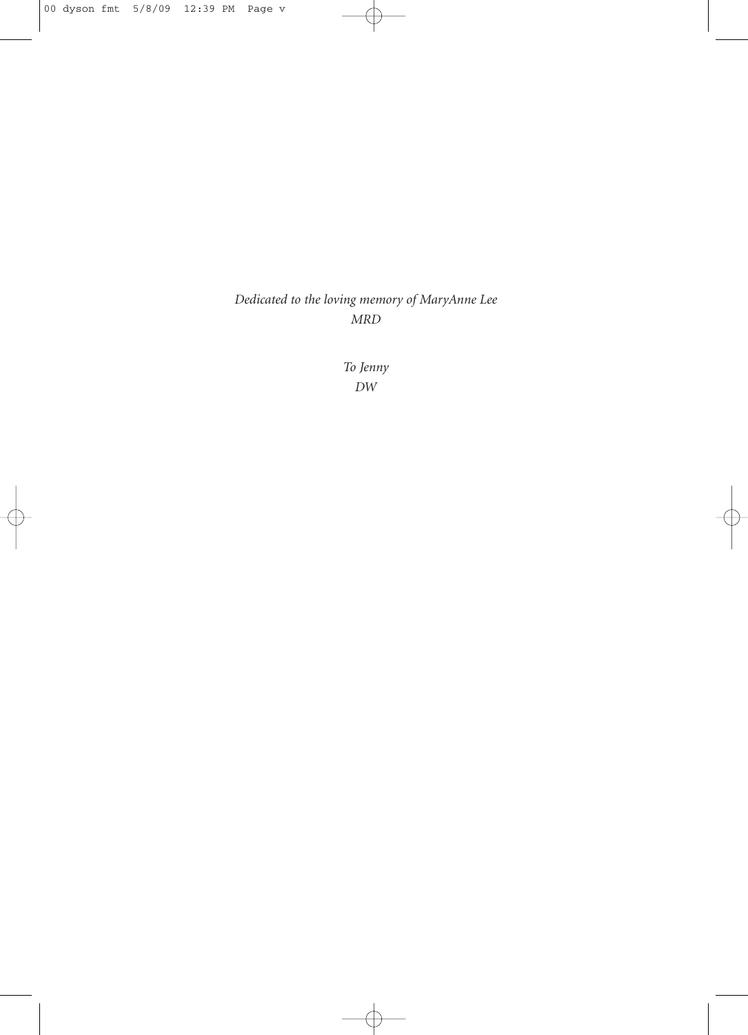*Dedicated to the loving memory of MaryAnne Lee*
*MRD*

*To Jenny*
*DW*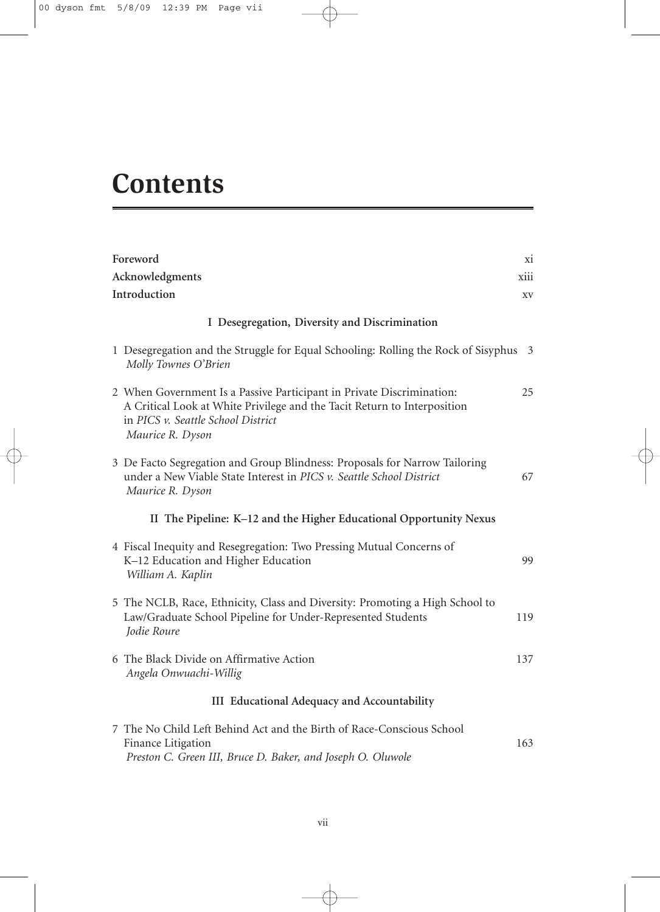# Contents

| | |
|---|---|
| **Foreword** | xi |
| **Acknowledgments** | xiii |
| **Introduction** | xv |

### I Desegregation, Diversity and Discrimination

1 Desegregation and the Struggle for Equal Schooling: Rolling the Rock of Sisyphus 3
*Molly Townes O'Brien*

2 When Government Is a Passive Participant in Private Discrimination: A Critical Look at White Privilege and the Tacit Return to Interposition in *PICS v. Seattle School District* 25
*Maurice R. Dyson*

3 De Facto Segregation and Group Blindness: Proposals for Narrow Tailoring under a New Viable State Interest in *PICS v. Seattle School District* 67
*Maurice R. Dyson*

### II The Pipeline: K–12 and the Higher Educational Opportunity Nexus

4 Fiscal Inequity and Resegregation: Two Pressing Mutual Concerns of K–12 Education and Higher Education 99
*William A. Kaplin*

5 The NCLB, Race, Ethnicity, Class and Diversity: Promoting a High School to Law/Graduate School Pipeline for Under-Represented Students 119
*Jodie Roure*

6 The Black Divide on Affirmative Action 137
*Angela Onwuachi-Willig*

### III Educational Adequacy and Accountability

7 The No Child Left Behind Act and the Birth of Race-Conscious School Finance Litigation 163
*Preston C. Green III, Bruce D. Baker, and Joseph O. Oluwole*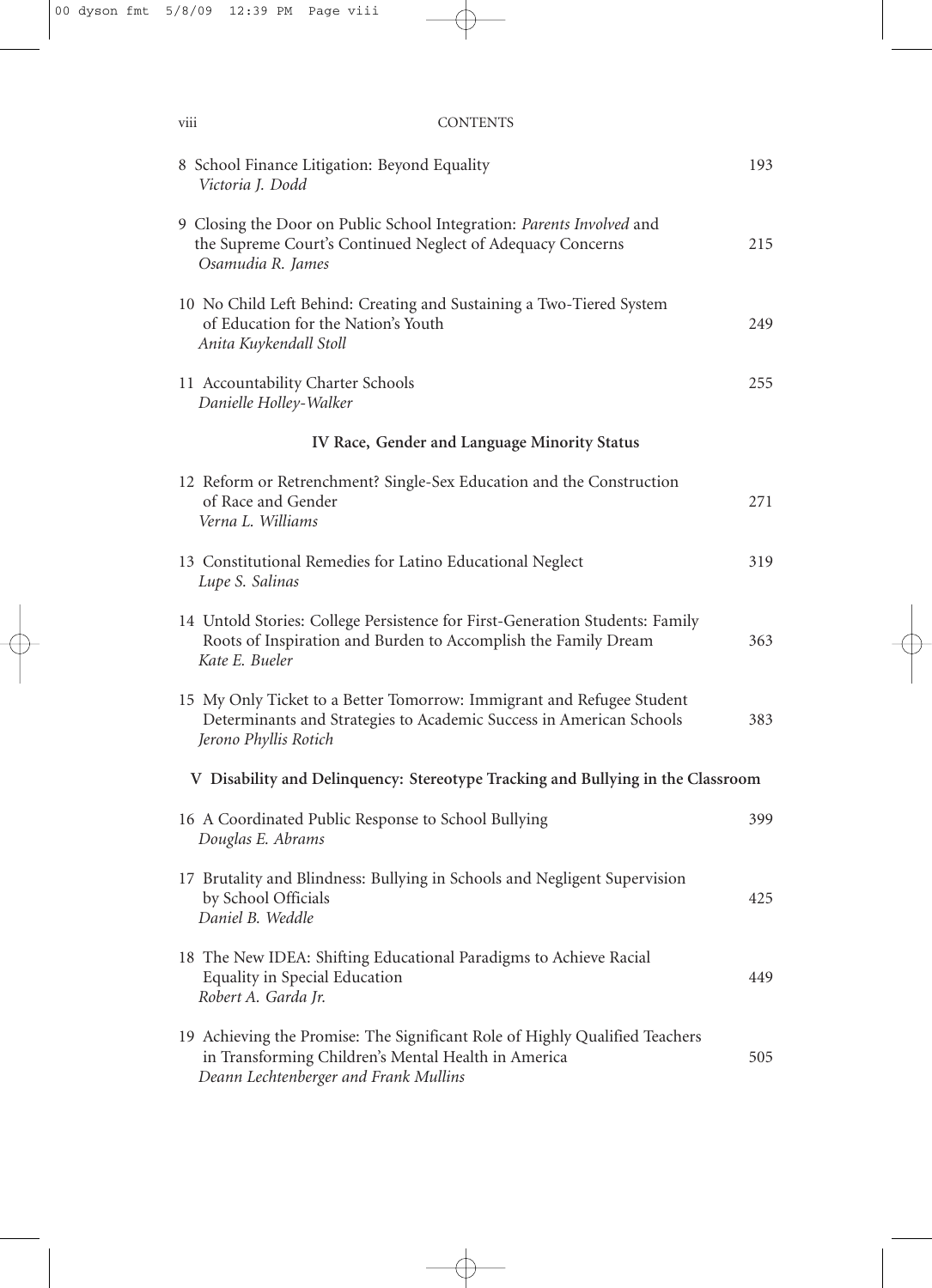8 School Finance Litigation: Beyond Equality — 193
*Victoria J. Dodd*

9 Closing the Door on Public School Integration: *Parents Involved* and the Supreme Court's Continued Neglect of Adequacy Concerns — 215
*Osamudia R. James*

10 No Child Left Behind: Creating and Sustaining a Two-Tiered System of Education for the Nation's Youth — 249
*Anita Kuykendall Stoll*

11 Accountability Charter Schools — 255
*Danielle Holley-Walker*

## IV Race, Gender and Language Minority Status

12 Reform or Retrenchment? Single-Sex Education and the Construction of Race and Gender — 271
*Verna L. Williams*

13 Constitutional Remedies for Latino Educational Neglect — 319
*Lupe S. Salinas*

14 Untold Stories: College Persistence for First-Generation Students: Family Roots of Inspiration and Burden to Accomplish the Family Dream — 363
*Kate E. Bueler*

15 My Only Ticket to a Better Tomorrow: Immigrant and Refugee Student Determinants and Strategies to Academic Success in American Schools — 383
*Jerono Phyllis Rotich*

## V Disability and Delinquency: Stereotype Tracking and Bullying in the Classroom

16 A Coordinated Public Response to School Bullying — 399
*Douglas E. Abrams*

17 Brutality and Blindness: Bullying in Schools and Negligent Supervision by School Officials — 425
*Daniel B. Weddle*

18 The New IDEA: Shifting Educational Paradigms to Achieve Racial Equality in Special Education — 449
*Robert A. Garda Jr.*

19 Achieving the Promise: The Significant Role of Highly Qualified Teachers in Transforming Children's Mental Health in America — 505
*Deann Lechtenberger and Frank Mullins*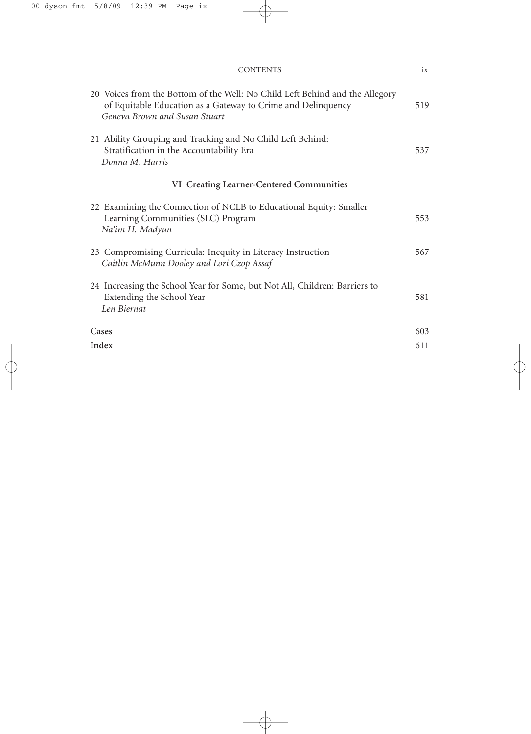20 Voices from the Bottom of the Well: No Child Left Behind and the Allegory of Equitable Education as a Gateway to Crime and Delinquency — 519
*Geneva Brown and Susan Stuart*

21 Ability Grouping and Tracking and No Child Left Behind: Stratification in the Accountability Era — 537
*Donna M. Harris*

## VI Creating Learner-Centered Communities

22 Examining the Connection of NCLB to Educational Equity: Smaller Learning Communities (SLC) Program — 553
*Na'im H. Madyun*

23 Compromising Curricula: Inequity in Literacy Instruction — 567
*Caitlin McMunn Dooley and Lori Czop Assaf*

24 Increasing the School Year for Some, but Not All, Children: Barriers to Extending the School Year — 581
*Len Biernat*

**Cases** — 603

**Index** — 611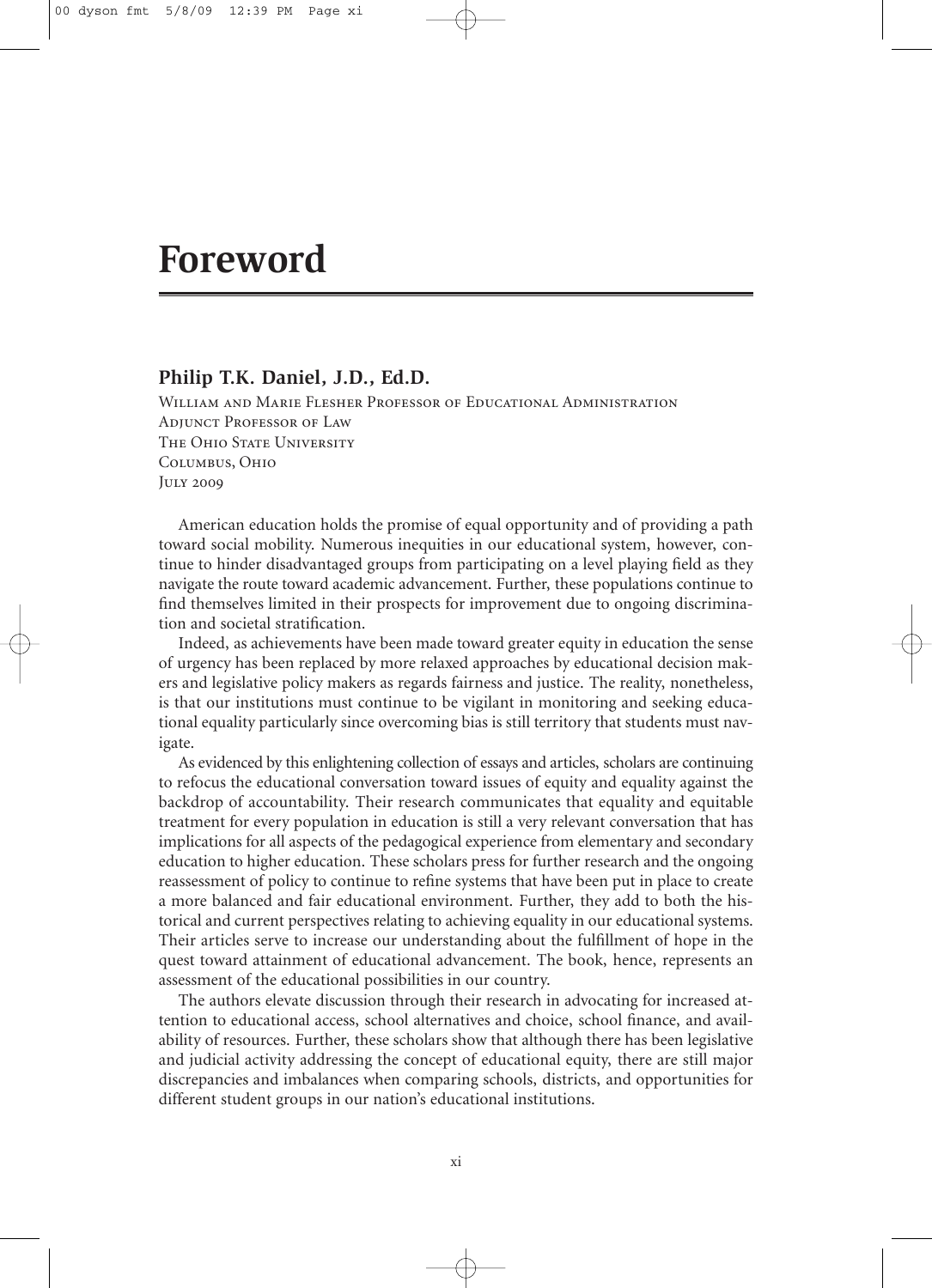# Foreword

## Philip T.K. Daniel, J.D., Ed.D.

William and Marie Flesher Professor of Educational Administration
Adjunct Professor of Law
The Ohio State University
Columbus, Ohio
July 2009

American education holds the promise of equal opportunity and of providing a path toward social mobility. Numerous inequities in our educational system, however, continue to hinder disadvantaged groups from participating on a level playing field as they navigate the route toward academic advancement. Further, these populations continue to find themselves limited in their prospects for improvement due to ongoing discrimination and societal stratification.

Indeed, as achievements have been made toward greater equity in education the sense of urgency has been replaced by more relaxed approaches by educational decision makers and legislative policy makers as regards fairness and justice. The reality, nonetheless, is that our institutions must continue to be vigilant in monitoring and seeking educational equality particularly since overcoming bias is still territory that students must navigate.

As evidenced by this enlightening collection of essays and articles, scholars are continuing to refocus the educational conversation toward issues of equity and equality against the backdrop of accountability. Their research communicates that equality and equitable treatment for every population in education is still a very relevant conversation that has implications for all aspects of the pedagogical experience from elementary and secondary education to higher education. These scholars press for further research and the ongoing reassessment of policy to continue to refine systems that have been put in place to create a more balanced and fair educational environment. Further, they add to both the historical and current perspectives relating to achieving equality in our educational systems. Their articles serve to increase our understanding about the fulfillment of hope in the quest toward attainment of educational advancement. The book, hence, represents an assessment of the educational possibilities in our country.

The authors elevate discussion through their research in advocating for increased attention to educational access, school alternatives and choice, school finance, and availability of resources. Further, these scholars show that although there has been legislative and judicial activity addressing the concept of educational equity, there are still major discrepancies and imbalances when comparing schools, districts, and opportunities for different student groups in our nation's educational institutions.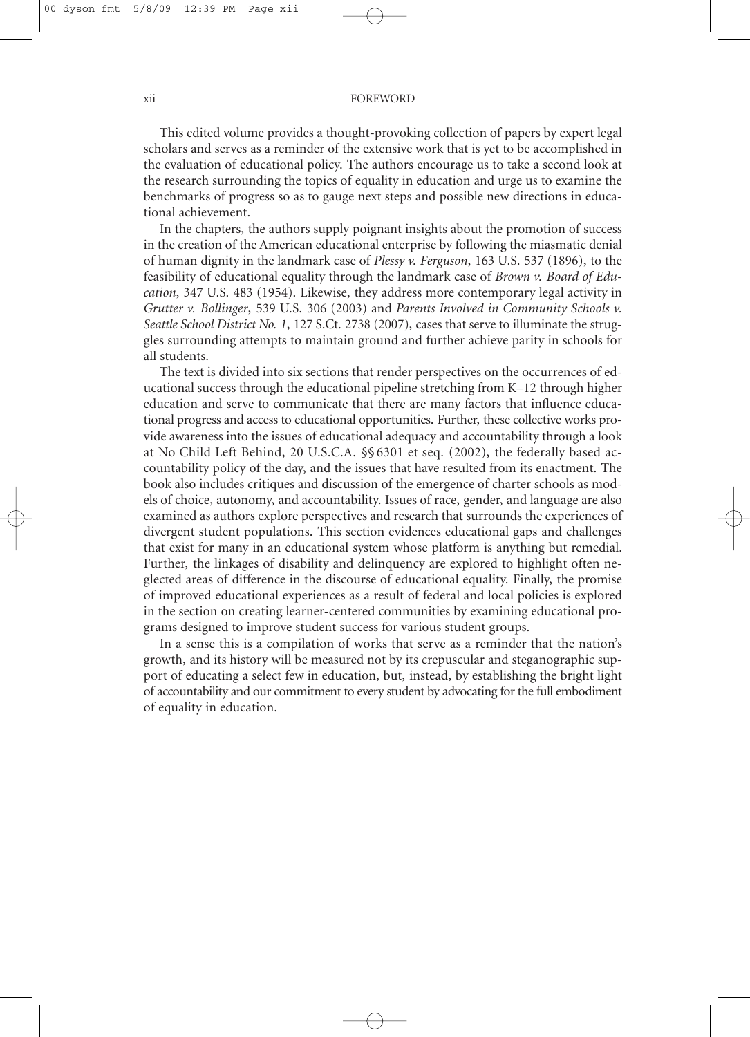This edited volume provides a thought-provoking collection of papers by expert legal scholars and serves as a reminder of the extensive work that is yet to be accomplished in the evaluation of educational policy. The authors encourage us to take a second look at the research surrounding the topics of equality in education and urge us to examine the benchmarks of progress so as to gauge next steps and possible new directions in educational achievement.

In the chapters, the authors supply poignant insights about the promotion of success in the creation of the American educational enterprise by following the miasmatic denial of human dignity in the landmark case of *Plessy v. Ferguson*, 163 U.S. 537 (1896), to the feasibility of educational equality through the landmark case of *Brown v. Board of Education*, 347 U.S. 483 (1954). Likewise, they address more contemporary legal activity in *Grutter v. Bollinger*, 539 U.S. 306 (2003) and *Parents Involved in Community Schools v. Seattle School District No. 1*, 127 S.Ct. 2738 (2007), cases that serve to illuminate the struggles surrounding attempts to maintain ground and further achieve parity in schools for all students.

The text is divided into six sections that render perspectives on the occurrences of educational success through the educational pipeline stretching from K–12 through higher education and serve to communicate that there are many factors that influence educational progress and access to educational opportunities. Further, these collective works provide awareness into the issues of educational adequacy and accountability through a look at No Child Left Behind, 20 U.S.C.A. §§ 6301 et seq. (2002), the federally based accountability policy of the day, and the issues that have resulted from its enactment. The book also includes critiques and discussion of the emergence of charter schools as models of choice, autonomy, and accountability. Issues of race, gender, and language are also examined as authors explore perspectives and research that surrounds the experiences of divergent student populations. This section evidences educational gaps and challenges that exist for many in an educational system whose platform is anything but remedial. Further, the linkages of disability and delinquency are explored to highlight often neglected areas of difference in the discourse of educational equality. Finally, the promise of improved educational experiences as a result of federal and local policies is explored in the section on creating learner-centered communities by examining educational programs designed to improve student success for various student groups.

In a sense this is a compilation of works that serve as a reminder that the nation's growth, and its history will be measured not by its crepuscular and steganographic support of educating a select few in education, but, instead, by establishing the bright light of accountability and our commitment to every student by advocating for the full embodiment of equality in education.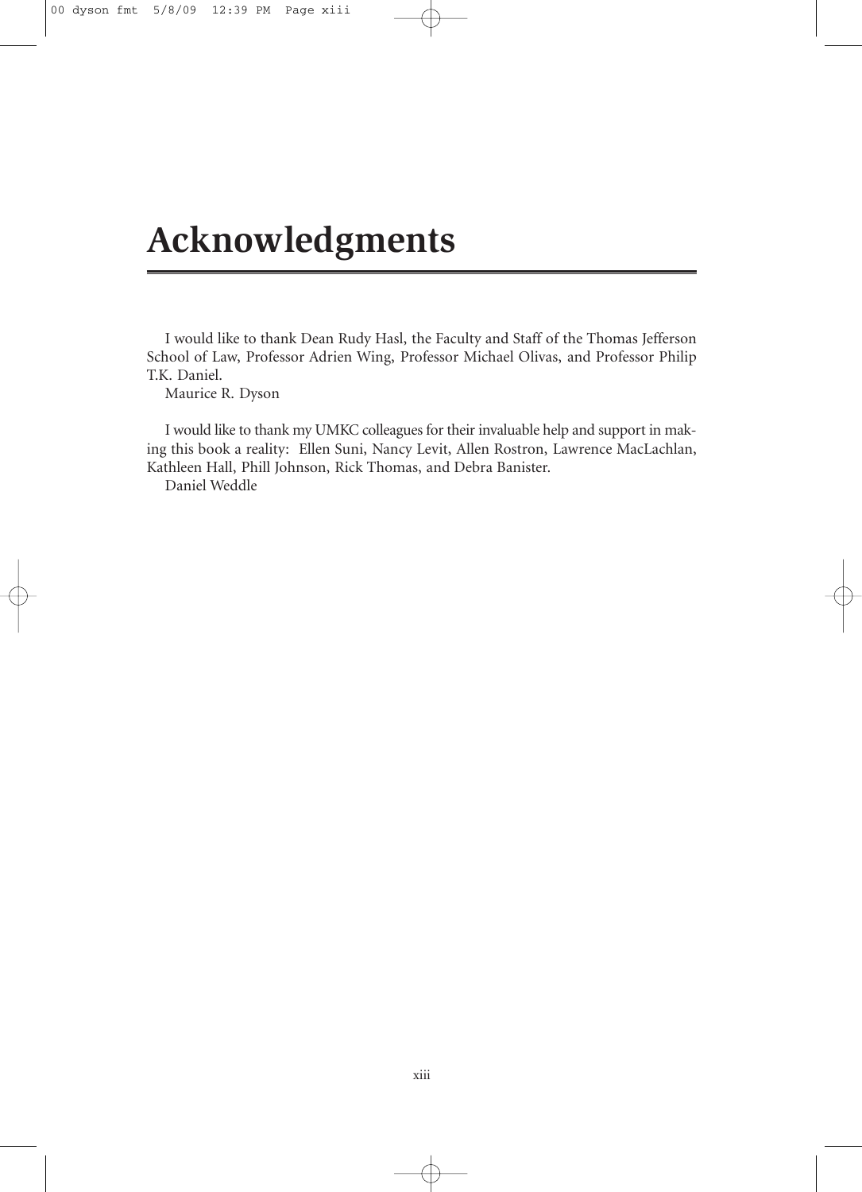# Acknowledgments

I would like to thank Dean Rudy Hasl, the Faculty and Staff of the Thomas Jefferson School of Law, Professor Adrien Wing, Professor Michael Olivas, and Professor Philip T.K. Daniel.

Maurice R. Dyson

I would like to thank my UMKC colleagues for their invaluable help and support in making this book a reality: Ellen Suni, Nancy Levit, Allen Rostron, Lawrence MacLachlan, Kathleen Hall, Phill Johnson, Rick Thomas, and Debra Banister.

Daniel Weddle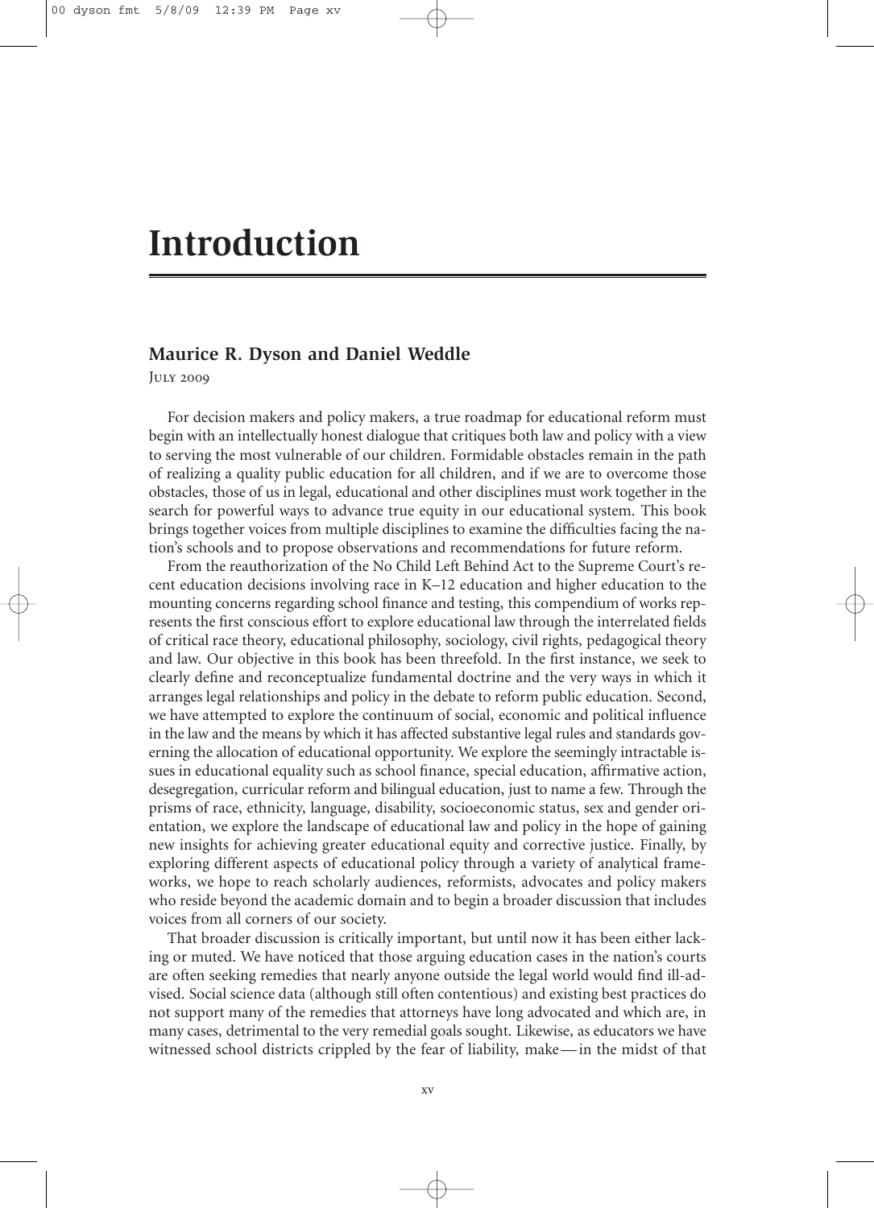# Introduction

## Maurice R. Dyson and Daniel Weddle

July 2009

For decision makers and policy makers, a true roadmap for educational reform must begin with an intellectually honest dialogue that critiques both law and policy with a view to serving the most vulnerable of our children. Formidable obstacles remain in the path of realizing a quality public education for all children, and if we are to overcome those obstacles, those of us in legal, educational and other disciplines must work together in the search for powerful ways to advance true equity in our educational system. This book brings together voices from multiple disciplines to examine the difficulties facing the nation's schools and to propose observations and recommendations for future reform.

From the reauthorization of the No Child Left Behind Act to the Supreme Court's recent education decisions involving race in K–12 education and higher education to the mounting concerns regarding school finance and testing, this compendium of works represents the first conscious effort to explore educational law through the interrelated fields of critical race theory, educational philosophy, sociology, civil rights, pedagogical theory and law. Our objective in this book has been threefold. In the first instance, we seek to clearly define and reconceptualize fundamental doctrine and the very ways in which it arranges legal relationships and policy in the debate to reform public education. Second, we have attempted to explore the continuum of social, economic and political influence in the law and the means by which it has affected substantive legal rules and standards governing the allocation of educational opportunity. We explore the seemingly intractable issues in educational equality such as school finance, special education, affirmative action, desegregation, curricular reform and bilingual education, just to name a few. Through the prisms of race, ethnicity, language, disability, socioeconomic status, sex and gender orientation, we explore the landscape of educational law and policy in the hope of gaining new insights for achieving greater educational equity and corrective justice. Finally, by exploring different aspects of educational policy through a variety of analytical frameworks, we hope to reach scholarly audiences, reformists, advocates and policy makers who reside beyond the academic domain and to begin a broader discussion that includes voices from all corners of our society.

That broader discussion is critically important, but until now it has been either lacking or muted. We have noticed that those arguing education cases in the nation's courts are often seeking remedies that nearly anyone outside the legal world would find ill-advised. Social science data (although still often contentious) and existing best practices do not support many of the remedies that attorneys have long advocated and which are, in many cases, detrimental to the very remedial goals sought. Likewise, as educators we have witnessed school districts crippled by the fear of liability, make—in the midst of that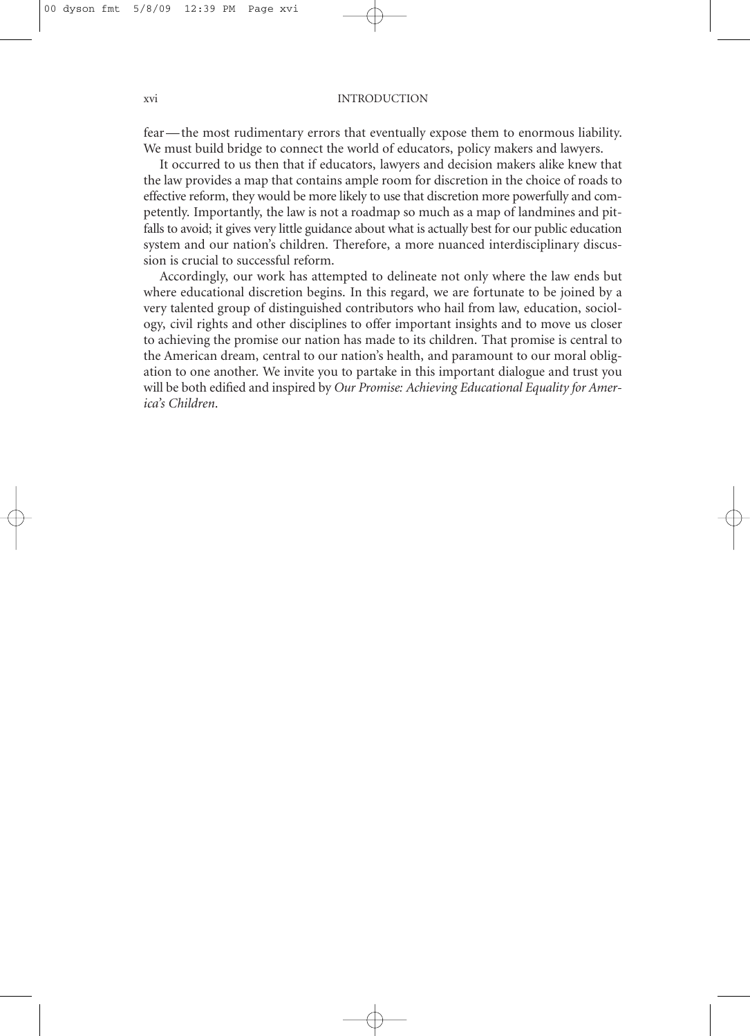fear—the most rudimentary errors that eventually expose them to enormous liability. We must build bridge to connect the world of educators, policy makers and lawyers.

It occurred to us then that if educators, lawyers and decision makers alike knew that the law provides a map that contains ample room for discretion in the choice of roads to effective reform, they would be more likely to use that discretion more powerfully and competently. Importantly, the law is not a roadmap so much as a map of landmines and pitfalls to avoid; it gives very little guidance about what is actually best for our public education system and our nation's children. Therefore, a more nuanced interdisciplinary discussion is crucial to successful reform.

Accordingly, our work has attempted to delineate not only where the law ends but where educational discretion begins. In this regard, we are fortunate to be joined by a very talented group of distinguished contributors who hail from law, education, sociology, civil rights and other disciplines to offer important insights and to move us closer to achieving the promise our nation has made to its children. That promise is central to the American dream, central to our nation's health, and paramount to our moral obligation to one another. We invite you to partake in this important dialogue and trust you will be both edified and inspired by *Our Promise: Achieving Educational Equality for America's Children*.